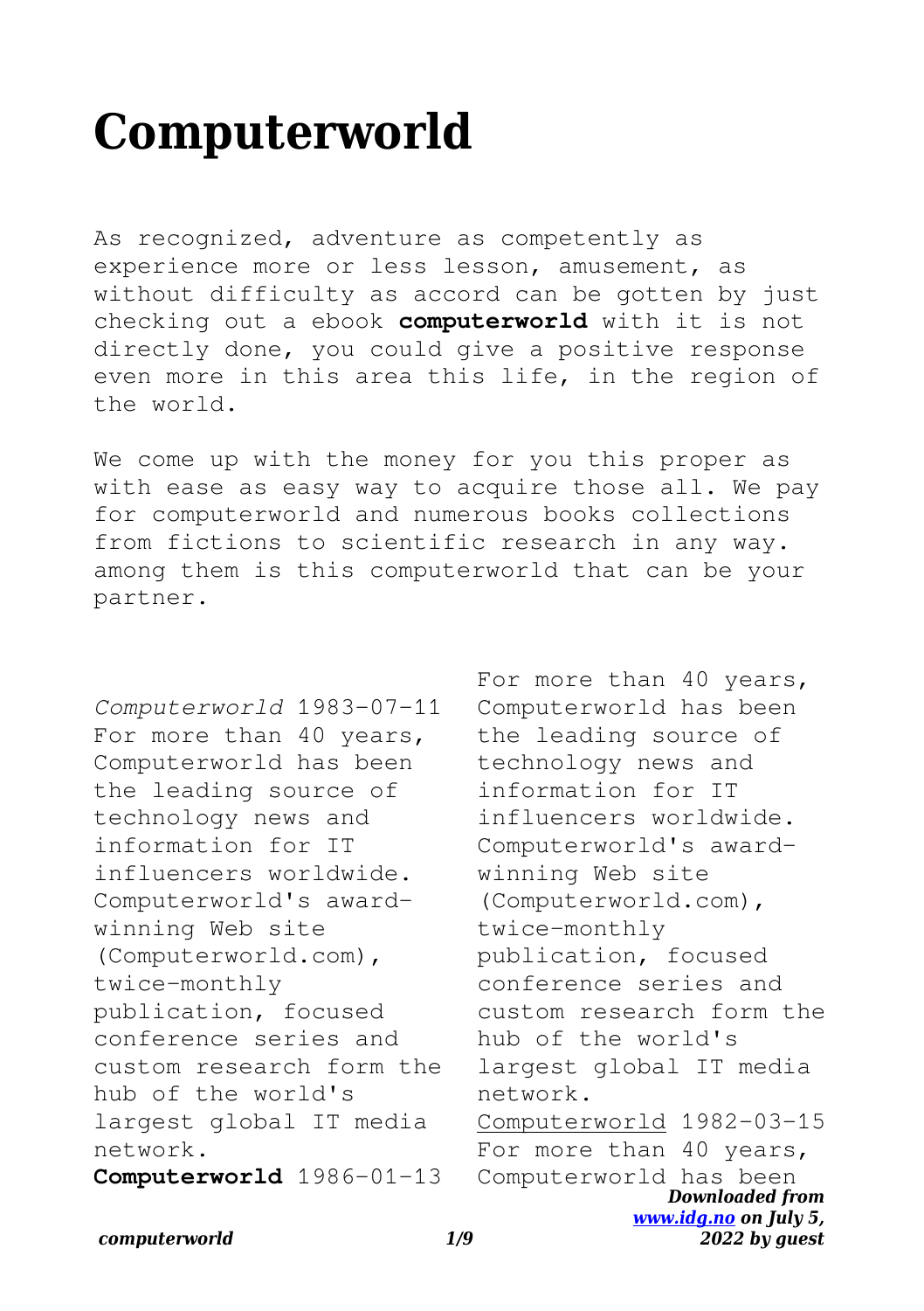# Computerworld

As recognized, adventure as competently as experience more or less lesson, amusement, as without difficulty as accord can be gotten by just checking out a ebook **computerworld** with it is not directly done, you could give a positive response even more in this area this life, in the region of the world.

We come up with the money for you this proper as with ease as easy way to acquire those all. We pay for computerworld and numerous books collections from fictions to scientific research in any way. among them is this computerworld that can be your partner.

*Computerworld* 1983-07-11 For more than 40 years, Computerworld has been the leading source of technology news and information for IT influencers worldwide. Computerworld's award-winning Web site (Computerworld.com), twice-monthly publication, focused conference series and custom research form the hub of the world's largest global IT media network.

**Computerworld** 1986-01-13 For more than 40 years, Computerworld has been the leading source of technology news and information for IT influencers worldwide. Computerworld's award-winning Web site (Computerworld.com), twice-monthly publication, focused conference series and custom research form the hub of the world's largest global IT media network.

Computerworld 1982-03-15 For more than 40 years, Computerworld has been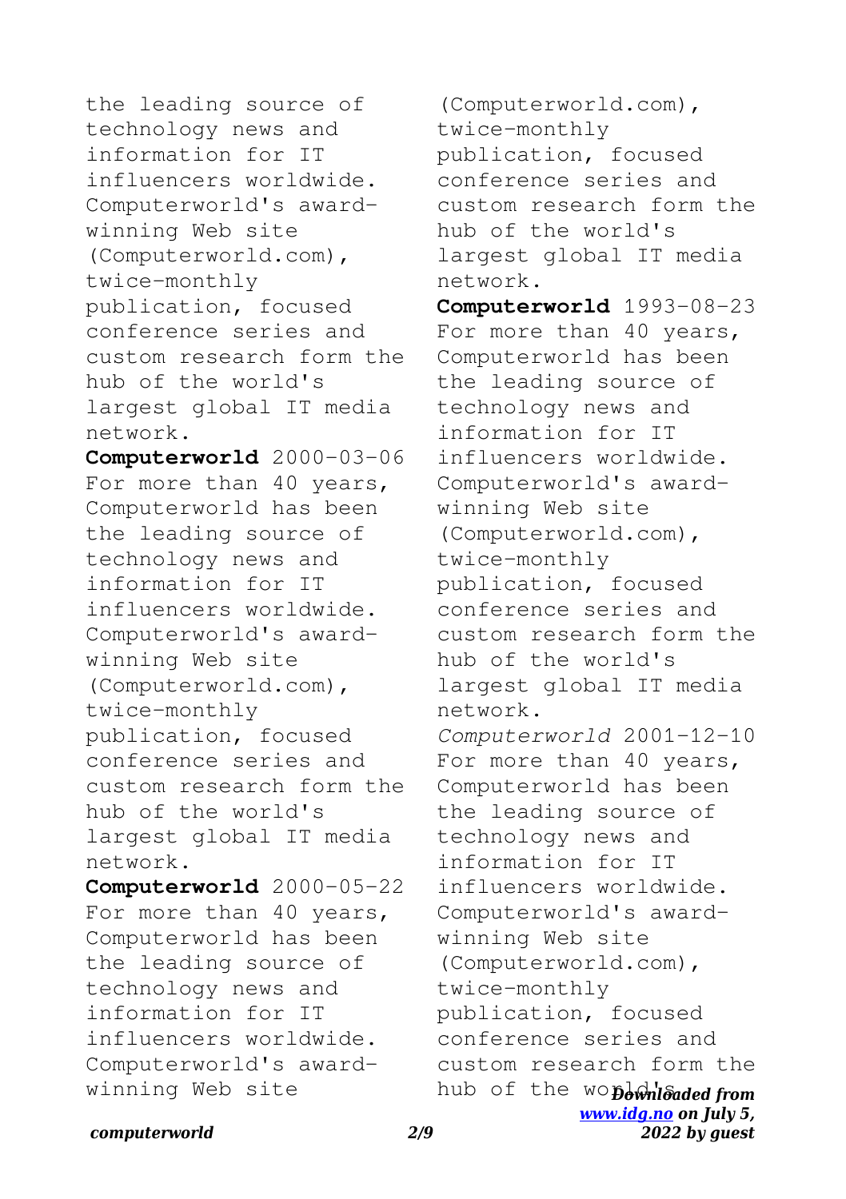the leading source of technology news and information for IT influencers worldwide. Computerworld's award-winning Web site (Computerworld.com), twice-monthly publication, focused conference series and custom research form the hub of the world's largest global IT media network.

**Computerworld** 2000-03-06 For more than 40 years, Computerworld has been the leading source of technology news and information for IT influencers worldwide. Computerworld's award-winning Web site (Computerworld.com), twice-monthly publication, focused conference series and custom research form the hub of the world's largest global IT media network.

**Computerworld** 2000-05-22 For more than 40 years, Computerworld has been the leading source of technology news and information for IT influencers worldwide. Computerworld's award-winning Web site (Computerworld.com), twice-monthly publication, focused conference series and custom research form the hub of the world's largest global IT media network.

**Computerworld** 1993-08-23 For more than 40 years, Computerworld has been the leading source of technology news and information for IT influencers worldwide. Computerworld's award-winning Web site (Computerworld.com), twice-monthly publication, focused conference series and custom research form the hub of the world's largest global IT media network.

*Computerworld* 2001-12-10 For more than 40 years, Computerworld has been the leading source of technology news and information for IT influencers worldwide. Computerworld's award-winning Web site (Computerworld.com), twice-monthly publication, focused conference series and custom research form the hub of the world's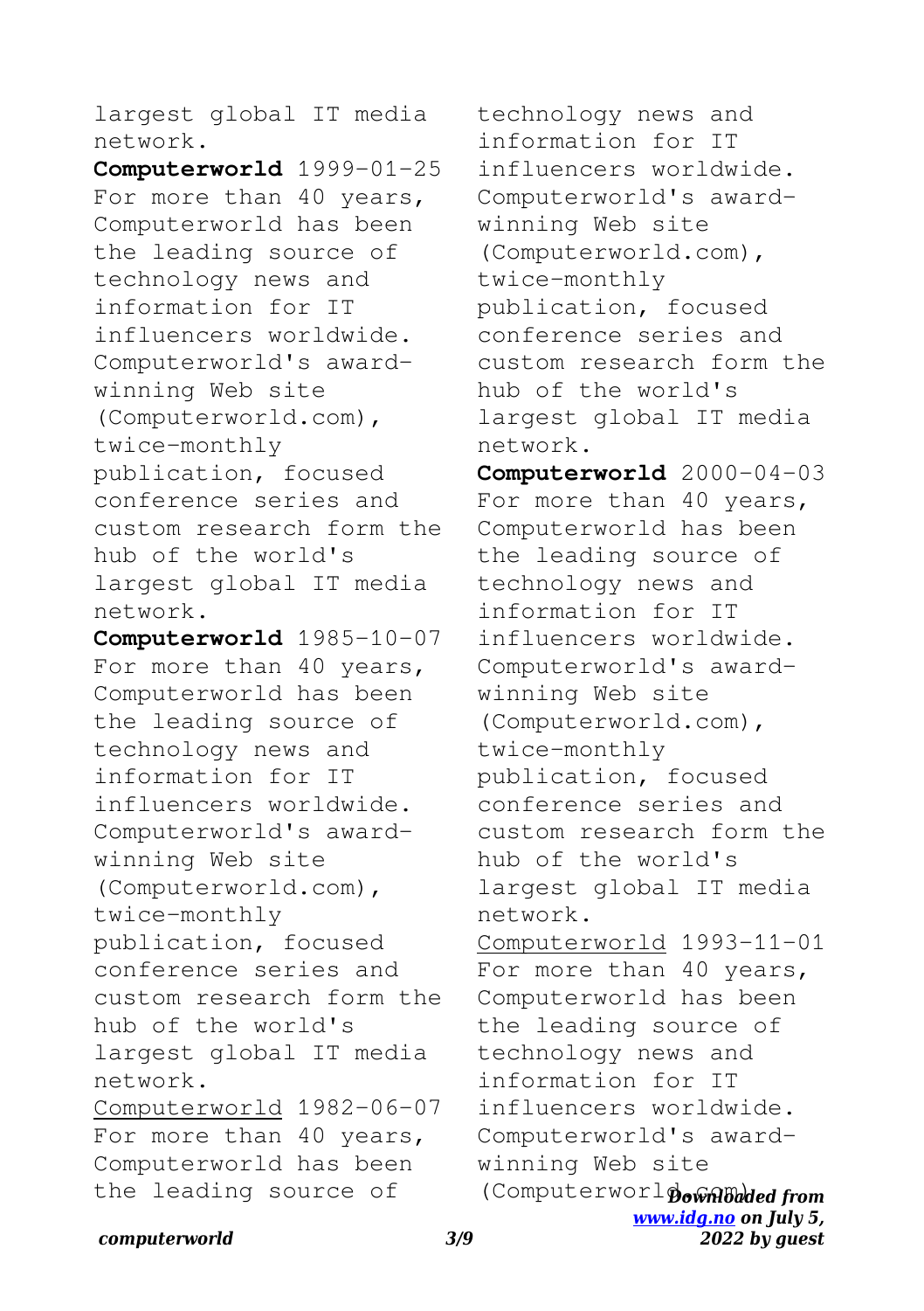largest global IT media network.

**Computerworld** 1999-01-25 For more than 40 years, Computerworld has been the leading source of technology news and information for IT influencers worldwide. Computerworld's award-winning Web site (Computerworld.com), twice-monthly publication, focused conference series and custom research form the hub of the world's largest global IT media network.

**Computerworld** 1985-10-07 For more than 40 years, Computerworld has been the leading source of technology news and information for IT influencers worldwide. Computerworld's award-winning Web site (Computerworld.com), twice-monthly publication, focused conference series and custom research form the hub of the world's largest global IT media network.

Computerworld 1982-06-07 For more than 40 years, Computerworld has been the leading source of technology news and information for IT influencers worldwide. Computerworld's award-winning Web site (Computerworld.com), twice-monthly publication, focused conference series and custom research form the hub of the world's largest global IT media network.

**Computerworld** 2000-04-03 For more than 40 years, Computerworld has been the leading source of technology news and information for IT influencers worldwide. Computerworld's award-winning Web site (Computerworld.com), twice-monthly publication, focused conference series and custom research form the hub of the world's largest global IT media network.

Computerworld 1993-11-01 For more than 40 years, Computerworld has been the leading source of technology news and information for IT influencers worldwide. Computerworld's award-winning Web site (Computerworld.com),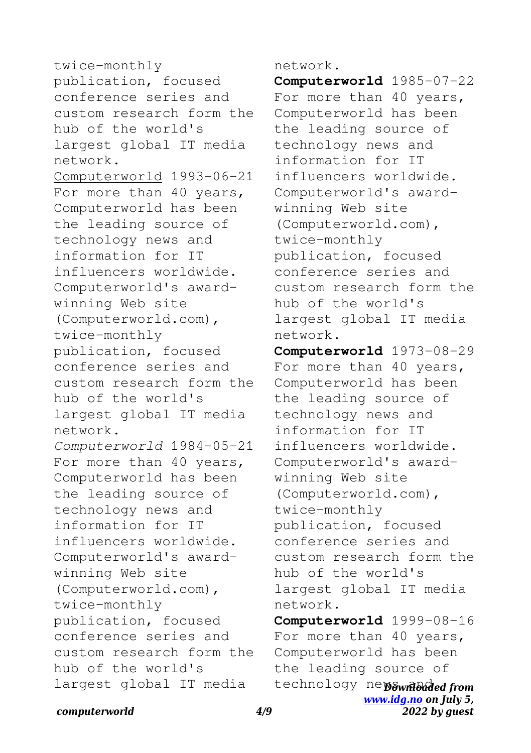twice-monthly publication, focused conference series and custom research form the hub of the world's largest global IT media network.

Computerworld 1993-06-21 For more than 40 years, Computerworld has been the leading source of technology news and information for IT influencers worldwide. Computerworld's award-winning Web site (Computerworld.com), twice-monthly publication, focused conference series and custom research form the hub of the world's largest global IT media network.

*Computerworld* 1984-05-21 For more than 40 years, Computerworld has been the leading source of technology news and information for IT influencers worldwide. Computerworld's award-winning Web site (Computerworld.com), twice-monthly publication, focused conference series and custom research form the hub of the world's largest global IT media network.

**Computerworld** 1985-07-22 For more than 40 years, Computerworld has been the leading source of technology news and information for IT influencers worldwide. Computerworld's award-winning Web site (Computerworld.com), twice-monthly publication, focused conference series and custom research form the hub of the world's largest global IT media network.

**Computerworld** 1973-08-29 For more than 40 years, Computerworld has been the leading source of technology news and information for IT influencers worldwide. Computerworld's award-winning Web site (Computerworld.com), twice-monthly publication, focused conference series and custom research form the hub of the world's largest global IT media network.

**Computerworld** 1999-08-16 For more than 40 years, Computerworld has been the leading source of technology news and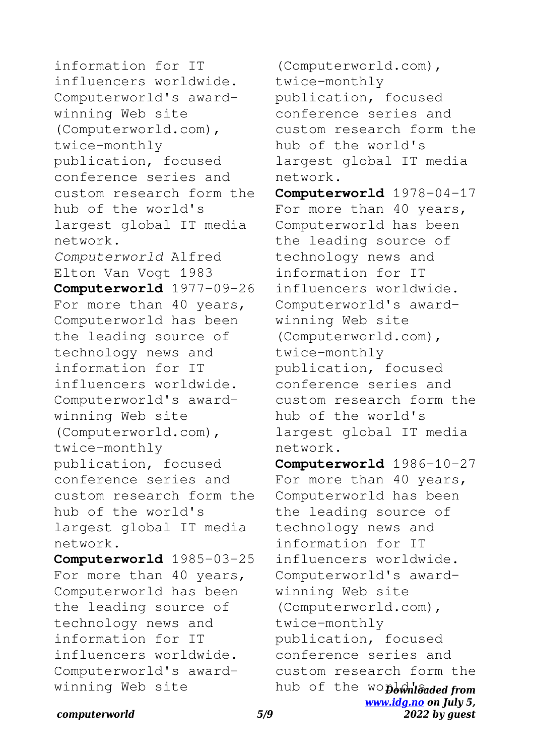information for IT influencers worldwide. Computerworld's award-winning Web site (Computerworld.com), twice-monthly publication, focused conference series and custom research form the hub of the world's largest global IT media network.

*Computerworld* Alfred Elton Van Vogt 1983

**Computerworld** 1977-09-26 For more than 40 years, Computerworld has been the leading source of technology news and information for IT influencers worldwide. Computerworld's award-winning Web site (Computerworld.com), twice-monthly publication, focused conference series and custom research form the hub of the world's largest global IT media network.

**Computerworld** 1985-03-25 For more than 40 years, Computerworld has been the leading source of technology news and information for IT influencers worldwide. Computerworld's award-winning Web site (Computerworld.com), twice-monthly publication, focused conference series and custom research form the hub of the world's largest global IT media network.

**Computerworld** 1978-04-17 For more than 40 years, Computerworld has been the leading source of technology news and information for IT influencers worldwide. Computerworld's award-winning Web site (Computerworld.com), twice-monthly publication, focused conference series and custom research form the hub of the world's largest global IT media network.

**Computerworld** 1986-10-27 For more than 40 years, Computerworld has been the leading source of technology news and information for IT influencers worldwide. Computerworld's award-winning Web site (Computerworld.com), twice-monthly publication, focused conference series and custom research form the hub of the world's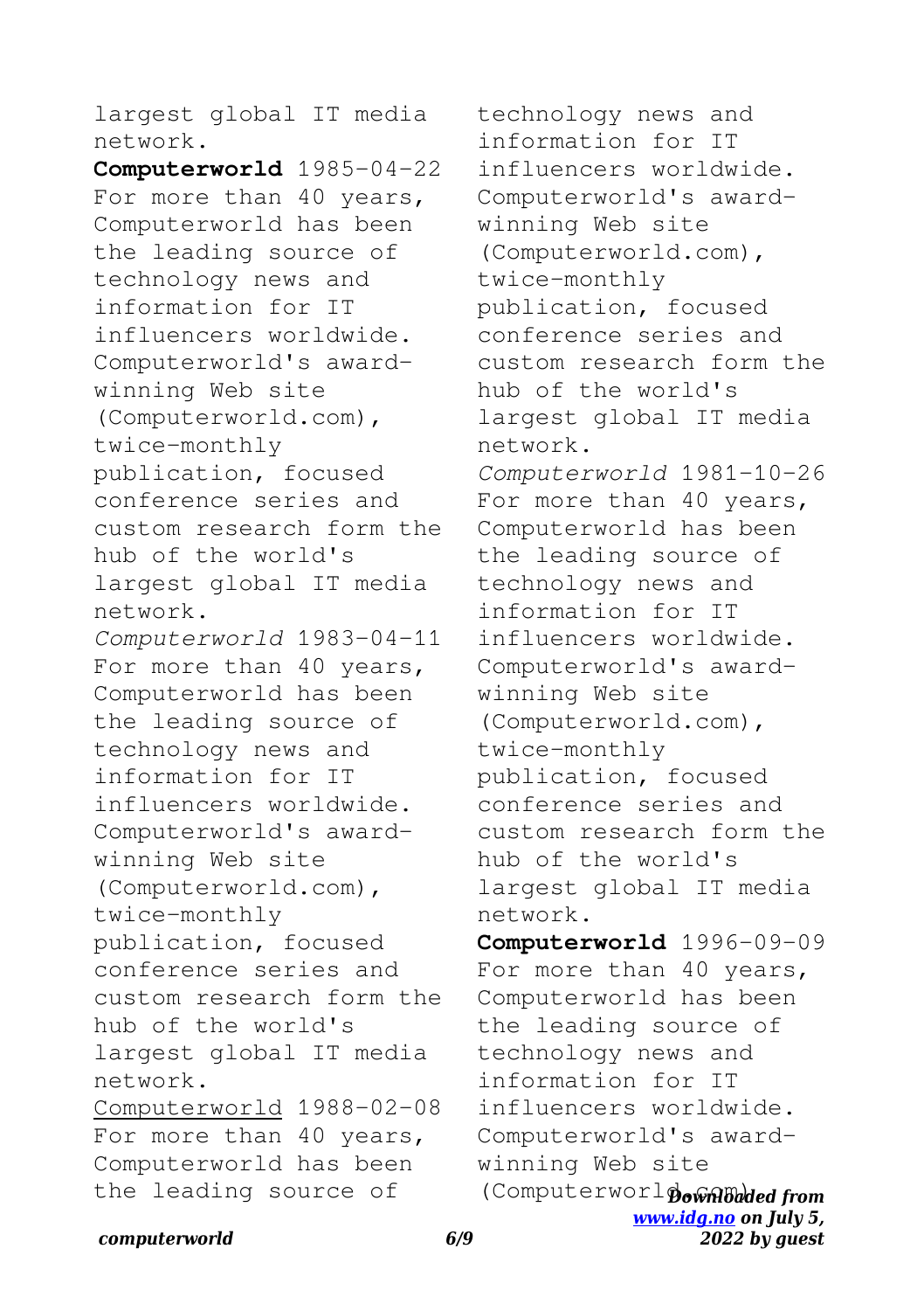largest global IT media network.

**Computerworld** 1985-04-22 For more than 40 years, Computerworld has been the leading source of technology news and information for IT influencers worldwide. Computerworld's award-winning Web site (Computerworld.com), twice-monthly publication, focused conference series and custom research form the hub of the world's largest global IT media network.

*Computerworld* 1983-04-11 For more than 40 years, Computerworld has been the leading source of technology news and information for IT influencers worldwide. Computerworld's award-winning Web site (Computerworld.com), twice-monthly publication, focused conference series and custom research form the hub of the world's largest global IT media network.

Computerworld 1988-02-08 For more than 40 years, Computerworld has been the leading source of technology news and information for IT influencers worldwide. Computerworld's award-winning Web site (Computerworld.com), twice-monthly publication, focused conference series and custom research form the hub of the world's largest global IT media network.

*Computerworld* 1981-10-26 For more than 40 years, Computerworld has been the leading source of technology news and information for IT influencers worldwide. Computerworld's award-winning Web site (Computerworld.com), twice-monthly publication, focused conference series and custom research form the hub of the world's largest global IT media network.

**Computerworld** 1996-09-09 For more than 40 years, Computerworld has been the leading source of technology news and information for IT influencers worldwide. Computerworld's award-winning Web site (Computerworld.com),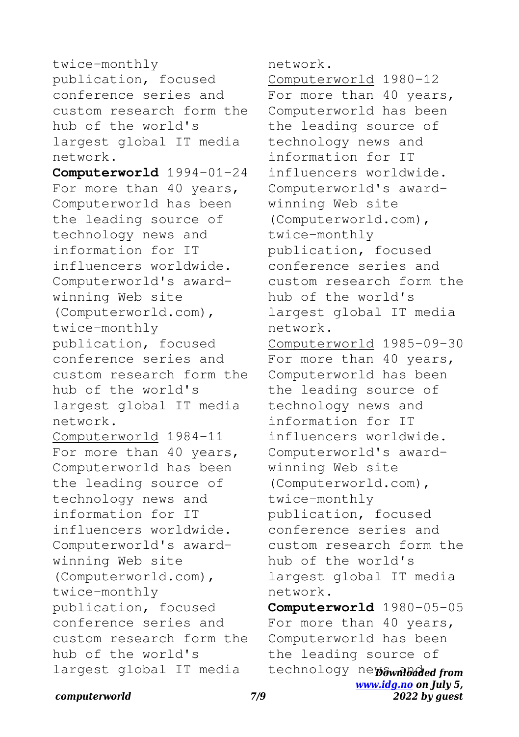twice-monthly publication, focused conference series and custom research form the hub of the world's largest global IT media network.

**Computerworld** 1994-01-24 For more than 40 years, Computerworld has been the leading source of technology news and information for IT influencers worldwide. Computerworld's award-winning Web site (Computerworld.com), twice-monthly publication, focused conference series and custom research form the hub of the world's largest global IT media network.

Computerworld 1984-11 For more than 40 years, Computerworld has been the leading source of technology news and information for IT influencers worldwide. Computerworld's award-winning Web site (Computerworld.com), twice-monthly publication, focused conference series and custom research form the hub of the world's largest global IT media network.

Computerworld 1980-12 For more than 40 years, Computerworld has been the leading source of technology news and information for IT influencers worldwide. Computerworld's award-winning Web site (Computerworld.com), twice-monthly publication, focused conference series and custom research form the hub of the world's largest global IT media network.

Computerworld 1985-09-30 For more than 40 years, Computerworld has been the leading source of technology news and information for IT influencers worldwide. Computerworld's award-winning Web site (Computerworld.com), twice-monthly publication, focused conference series and custom research form the hub of the world's largest global IT media network.

**Computerworld** 1980-05-05 For more than 40 years, Computerworld has been the leading source of technology news and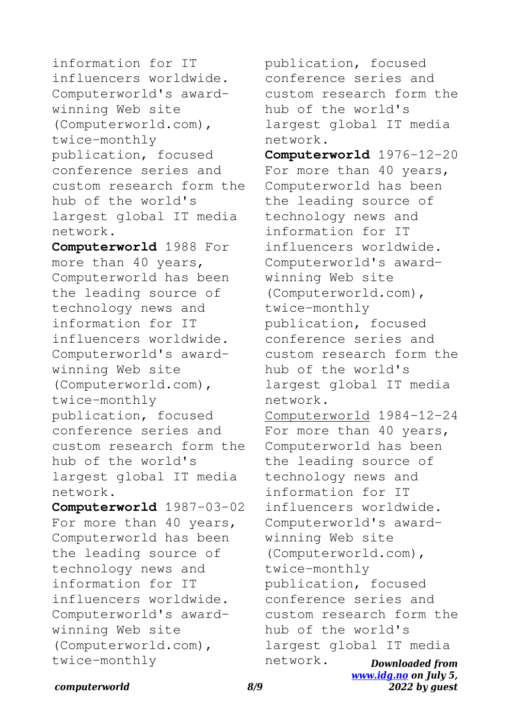information for IT influencers worldwide. Computerworld's award-winning Web site (Computerworld.com), twice-monthly publication, focused conference series and custom research form the hub of the world's largest global IT media network.

**Computerworld** 1988 For more than 40 years, Computerworld has been the leading source of technology news and information for IT influencers worldwide. Computerworld's award-winning Web site (Computerworld.com), twice-monthly publication, focused conference series and custom research form the hub of the world's largest global IT media network.

**Computerworld** 1987-03-02 For more than 40 years, Computerworld has been the leading source of technology news and information for IT influencers worldwide. Computerworld's award-winning Web site (Computerworld.com), twice-monthly publication, focused conference series and custom research form the hub of the world's largest global IT media network.

**Computerworld** 1976-12-20 For more than 40 years, Computerworld has been the leading source of technology news and information for IT influencers worldwide. Computerworld's award-winning Web site (Computerworld.com), twice-monthly publication, focused conference series and custom research form the hub of the world's largest global IT media network.

Computerworld 1984-12-24 For more than 40 years, Computerworld has been the leading source of technology news and information for IT influencers worldwide. Computerworld's award-winning Web site (Computerworld.com), twice-monthly publication, focused conference series and custom research form the hub of the world's largest global IT media network.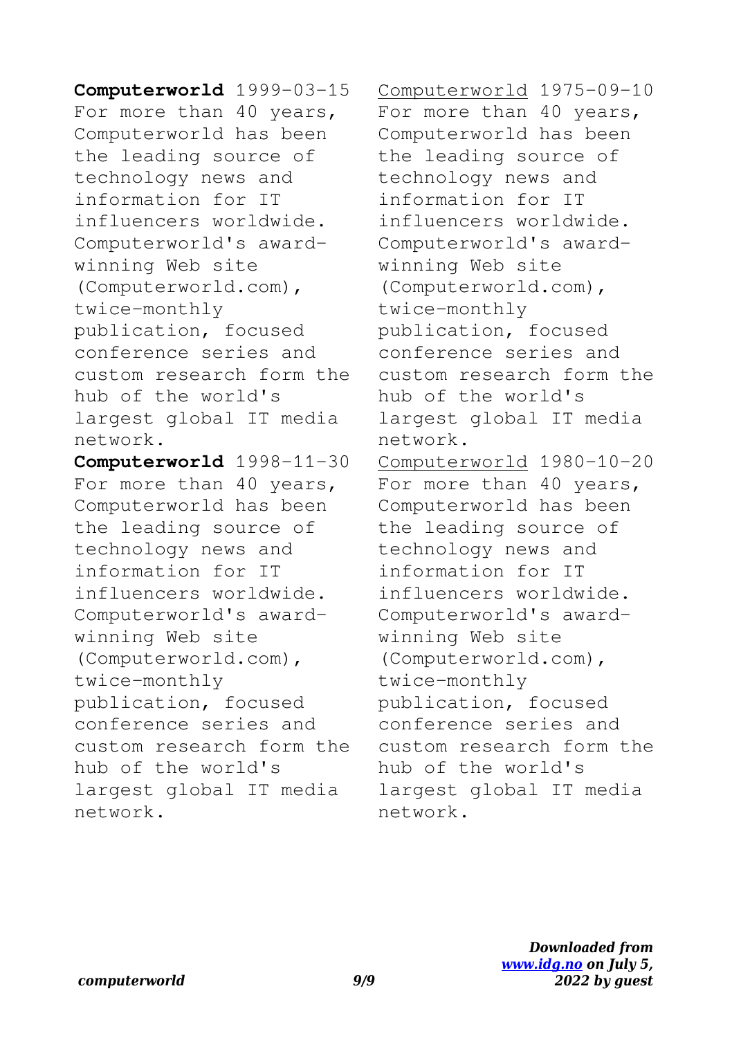**Computerworld** 1999-03-15 For more than 40 years, Computerworld has been the leading source of technology news and information for IT influencers worldwide. Computerworld's award-winning Web site (Computerworld.com), twice-monthly publication, focused conference series and custom research form the hub of the world's largest global IT media network.

**Computerworld** 1998-11-30 For more than 40 years, Computerworld has been the leading source of technology news and information for IT influencers worldwide. Computerworld's award-winning Web site (Computerworld.com), twice-monthly publication, focused conference series and custom research form the hub of the world's largest global IT media network.

Computerworld 1975-09-10 For more than 40 years, Computerworld has been the leading source of technology news and information for IT influencers worldwide. Computerworld's award-winning Web site (Computerworld.com), twice-monthly publication, focused conference series and custom research form the hub of the world's largest global IT media network.

Computerworld 1980-10-20 For more than 40 years, Computerworld has been the leading source of technology news and information for IT influencers worldwide. Computerworld's award-winning Web site (Computerworld.com), twice-monthly publication, focused conference series and custom research form the hub of the world's largest global IT media network.